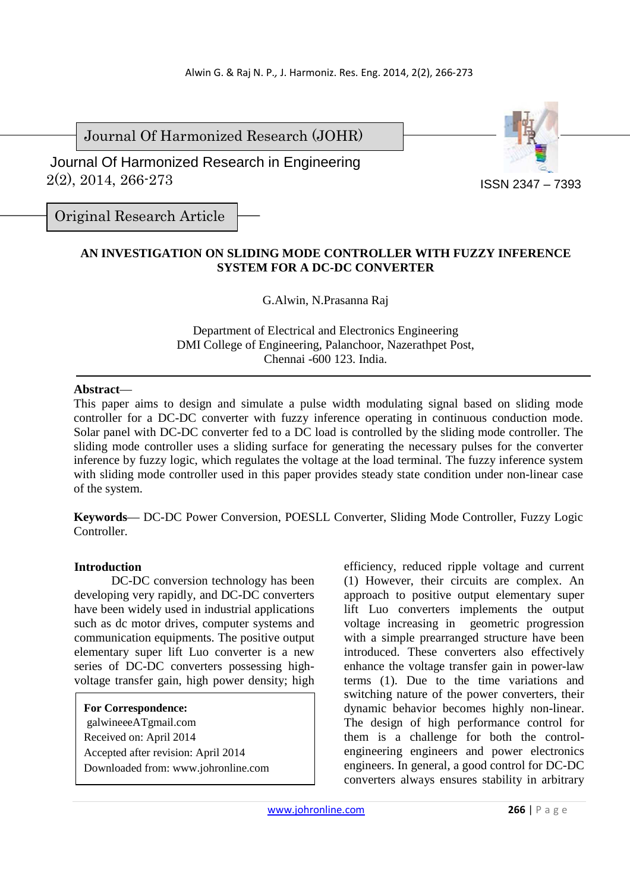Journal Of Harmonized Research (JOHR)

Journal Of Harmonized Research in Engineering
2(2), 2014, 266-273

ISSN 2347 – 7393

Original Research Article

# AN INVESTIGATION ON SLIDING MODE CONTROLLER WITH FUZZY INFERENCE SYSTEM FOR A DC-DC CONVERTER

G.Alwin, N.Prasanna Raj

Department of Electrical and Electronics Engineering
DMI College of Engineering, Palanchoor, Nazerathpet Post,
Chennai -600 123. India.

**Abstract**—
This paper aims to design and simulate a pulse width modulating signal based on sliding mode controller for a DC-DC converter with fuzzy inference operating in continuous conduction mode. Solar panel with DC-DC converter fed to a DC load is controlled by the sliding mode controller. The sliding mode controller uses a sliding surface for generating the necessary pulses for the converter inference by fuzzy logic, which regulates the voltage at the load terminal. The fuzzy inference system with sliding mode controller used in this paper provides steady state condition under non-linear case of the system.

**Keywords**— DC-DC Power Conversion, POESLL Converter, Sliding Mode Controller, Fuzzy Logic Controller.

## Introduction

DC-DC conversion technology has been developing very rapidly, and DC-DC converters have been widely used in industrial applications such as dc motor drives, computer systems and communication equipments. The positive output elementary super lift Luo converter is a new series of DC-DC converters possessing high-voltage transfer gain, high power density; high efficiency, reduced ripple voltage and current (1) However, their circuits are complex. An approach to positive output elementary super lift Luo converters implements the output voltage increasing in geometric progression with a simple prearranged structure have been introduced. These converters also effectively enhance the voltage transfer gain in power-law terms (1). Due to the time variations and switching nature of the power converters, their dynamic behavior becomes highly non-linear. The design of high performance control for them is a challenge for both the control-engineering engineers and power electronics engineers. In general, a good control for DC-DC converters always ensures stability in arbitrary

**For Correspondence:**
galwineeeATgmail.com
Received on: April 2014
Accepted after revision: April 2014
Downloaded from: www.johronline.com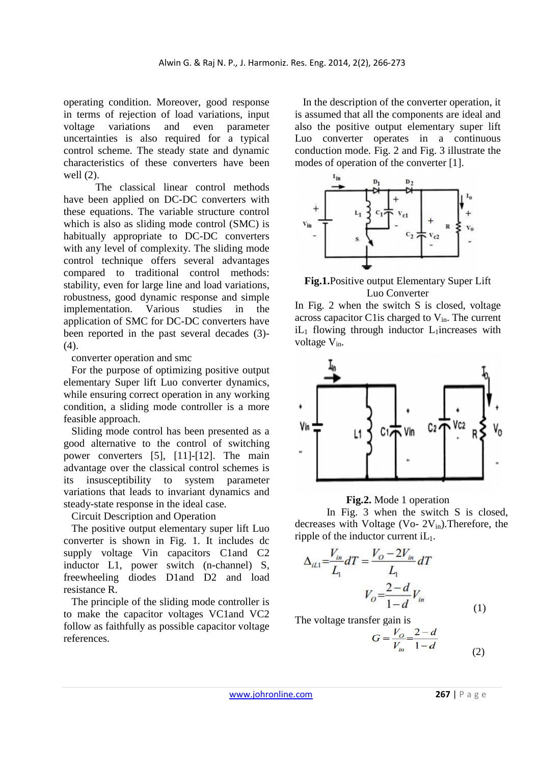operating condition. Moreover, good response in terms of rejection of load variations, input voltage variations and even parameter uncertainties is also required for a typical control scheme. The steady state and dynamic characteristics of these converters have been well (2).

The classical linear control methods have been applied on DC-DC converters with these equations. The variable structure control which is also as sliding mode control (SMC) is habitually appropriate to DC-DC converters with any level of complexity. The sliding mode control technique offers several advantages compared to traditional control methods: stability, even for large line and load variations, robustness, good dynamic response and simple implementation. Various studies in the application of SMC for DC-DC converters have been reported in the past several decades (3)-(4).

converter operation and smc

For the purpose of optimizing positive output elementary Super lift Luo converter dynamics, while ensuring correct operation in any working condition, a sliding mode controller is a more feasible approach.

Sliding mode control has been presented as a good alternative to the control of switching power converters [5], [11]-[12]. The main advantage over the classical control schemes is its insusceptibility to system parameter variations that leads to invariant dynamics and steady-state response in the ideal case.

Circuit Description and Operation

The positive output elementary super lift Luo converter is shown in Fig. 1. It includes dc supply voltage Vin capacitors C1and C2 inductor L1, power switch (n-channel) S, freewheeling diodes D1and D2 and load resistance R.

The principle of the sliding mode controller is to make the capacitor voltages VC1and VC2 follow as faithfully as possible capacitor voltage references.

In the description of the converter operation, it is assumed that all the components are ideal and also the positive output elementary super lift Luo converter operates in a continuous conduction mode. Fig. 2 and Fig. 3 illustrate the modes of operation of the converter [1].

**Fig.1.** Positive output Elementary Super Lift Luo Converter

In Fig. 2 when the switch S is closed, voltage across capacitor C1is charged to $V_{in}$. The current $i_{L_1}$ flowing through inductor $L_1$increases with voltage $V_{in}$.

**Fig.2.** Mode 1 operation

In Fig. 3 when the switch S is closed, decreases with Voltage ($V_o$- $2V_{in}$).Therefore, the ripple of the inductor current $i_{L_1}$.

$$\Delta_{iL1} = \frac{V_{in}}{L_1} dT = \frac{V_O - 2V_{in}}{L_1} dT$$

$$V_O = \frac{2-d}{1-d} V_{in} \tag{1}$$

The voltage transfer gain is

$$G = \frac{V_O}{V_{in}} = \frac{2-d}{1-d} \tag{2}$$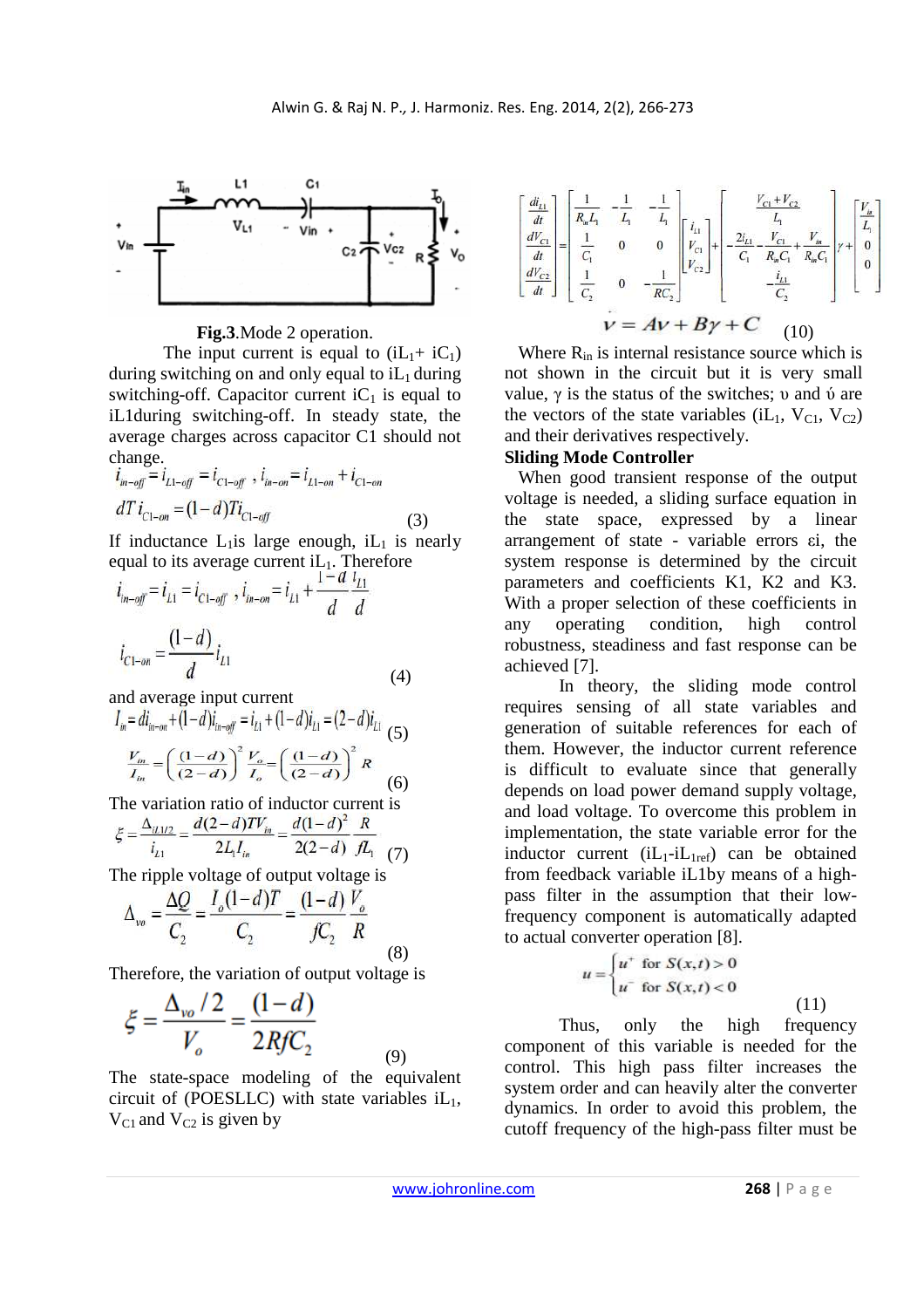**Fig.3**.Mode 2 operation.

The input current is equal to ($i_{L1}$+ $i_{C1}$) during switching on and only equal to $i_{L1}$ during switching-off. Capacitor current $i_{C1}$ is equal to $i_{L1}$during switching-off. In steady state, the average charges across capacitor C1 should not change.

$$i_{in-off} = i_{L1-off} = i_{C1-off} \ , i_{in-on} = i_{L1-on} + i_{C1-on}$$

$$dT i_{C1-on} = (1-d) T i_{C1-off} \tag{3}$$

If inductance $L_1$is large enough, $i_{L1}$ is nearly equal to its average current $i_{L1}$. Therefore

$$i_{in-off} = i_{L1} = i_{C1-off} \ , i_{in-on} = i_{L1} + \frac{1-d}{d}\frac{i_{L1}}{d}$$

$$i_{C1-on} = \frac{(1-d)}{d} i_{L1} \tag{4}$$

and average input current

$$I_{in} = d i_{in-on} + (1-d) i_{in-off} = i_{L1} + (1-d) i_{L1} = (2-d) i_{L1} \tag{5}$$

$$\frac{V_{in}}{I_{in}} = \left(\frac{(1-d)}{(2-d)}\right)^2 \frac{V_o}{I_o} = \left(\frac{(1-d)}{(2-d)}\right)^2 R \tag{6}$$

The variation ratio of inductor current is

$$\xi = \frac{\Delta_{iL1/2}}{i_{L1}} = \frac{d(2-d)TV_{in}}{2L_1 I_{in}} = \frac{d(1-d)^2}{2(2-d)} \frac{R}{fL_1} \tag{7}$$

The ripple voltage of output voltage is

$$\Delta_{vo} = \frac{\Delta Q}{C_2} = \frac{I_o (1-d) T}{C_2} = \frac{(1-d)}{fC_2} \frac{V_o}{R} \tag{8}$$

Therefore, the variation of output voltage is

$$\xi = \frac{\Delta_{vo}/2}{V_o} = \frac{(1-d)}{2RfC_2} \tag{9}$$

The state-space modeling of the equivalent circuit of (POESLLC) with state variables $i_{L1}$, $V_{C1}$ and $V_{C2}$ is given by

$$\begin{bmatrix} \frac{di_{L1}}{dt} \\ \frac{dV_{C1}}{dt} \\ \frac{dV_{C2}}{dt} \end{bmatrix} = \begin{bmatrix} \frac{1}{R_{in}L_1} & -\frac{1}{L_1} & -\frac{1}{L_1} \\ \frac{1}{C_1} & 0 & 0 \\ \frac{1}{C_2} & 0 & -\frac{1}{RC_2} \end{bmatrix} \begin{bmatrix} i_{L1} \\ V_{C1} \\ V_{C2} \end{bmatrix} + \begin{bmatrix} \frac{V_{C1}+V_{C2}}{L_1} \\ -\frac{2i_{L1}}{C_1} - \frac{V_{C1}}{R_{in}C_1} + \frac{V_{in}}{R_{in}C_1} \\ -\frac{i_{L1}}{C_2} \end{bmatrix} \gamma + \begin{bmatrix} \frac{V_{in}}{L_1} \\ 0 \\ 0 \end{bmatrix}$$

$$\dot{v} = Av + B\gamma + C \tag{10}$$

Where $R_{in}$ is internal resistance source which is not shown in the circuit but it is very small value, $\gamma$ is the status of the switches; $\upsilon$ and $\acute{\upsilon}$ are the vectors of the state variables ($i_{L1}$, $V_{C1}$, $V_{C2}$) and their derivatives respectively.

**Sliding Mode Controller**

When good transient response of the output voltage is needed, a sliding surface equation in the state space, expressed by a linear arrangement of state - variable errors $\varepsilon_i$, the system response is determined by the circuit parameters and coefficients K1, K2 and K3. With a proper selection of these coefficients in any operating condition, high control robustness, steadiness and fast response can be achieved [7].

In theory, the sliding mode control requires sensing of all state variables and generation of suitable references for each of them. However, the inductor current reference is difficult to evaluate since that generally depends on load power demand supply voltage, and load voltage. To overcome this problem in implementation, the state variable error for the inductor current ($i_{L1}$-$i_{L1ref}$) can be obtained from feedback variable $i_{L1}$by means of a high-pass filter in the assumption that their low-frequency component is automatically adapted to actual converter operation [8].

$$u = \begin{cases} u^+ & \text{for } S(x,t) > 0 \\ u^- & \text{for } S(x,t) < 0 \end{cases} \tag{11}$$

Thus, only the high frequency component of this variable is needed for the control. This high pass filter increases the system order and can heavily alter the converter dynamics. In order to avoid this problem, the cutoff frequency of the high-pass filter must be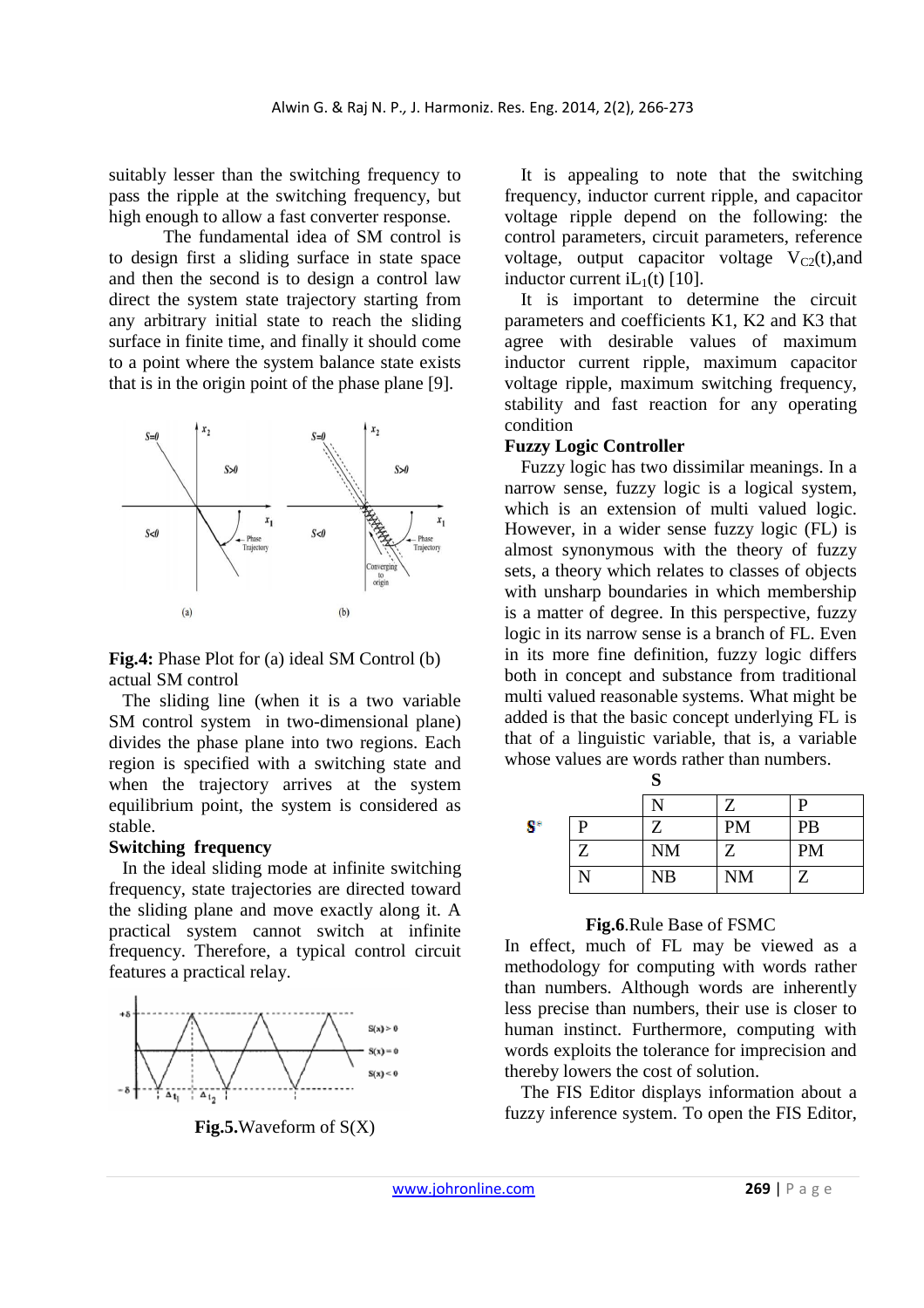suitably lesser than the switching frequency to pass the ripple at the switching frequency, but high enough to allow a fast converter response.

The fundamental idea of SM control is to design first a sliding surface in state space and then the second is to design a control law direct the system state trajectory starting from any arbitrary initial state to reach the sliding surface in finite time, and finally it should come to a point where the system balance state exists that is in the origin point of the phase plane [9].

**Fig.4:** Phase Plot for (a) ideal SM Control (b) actual SM control

The sliding line (when it is a two variable SM control system in two-dimensional plane) divides the phase plane into two regions. Each region is specified with a switching state and when the trajectory arrives at the system equilibrium point, the system is considered as stable.

**Switching frequency**

In the ideal sliding mode at infinite switching frequency, state trajectories are directed toward the sliding plane and move exactly along it. A practical system cannot switch at infinite frequency. Therefore, a typical control circuit features a practical relay.

**Fig.5.**Waveform of S(X)

It is appealing to note that the switching frequency, inductor current ripple, and capacitor voltage ripple depend on the following: the control parameters, circuit parameters, reference voltage, output capacitor voltage $V_{C2}(t)$,and inductor current $iL_1(t)$ [10].

It is important to determine the circuit parameters and coefficients K1, K2 and K3 that agree with desirable values of maximum inductor current ripple, maximum capacitor voltage ripple, maximum switching frequency, stability and fast reaction for any operating condition

**Fuzzy Logic Controller**

Fuzzy logic has two dissimilar meanings. In a narrow sense, fuzzy logic is a logical system, which is an extension of multi valued logic. However, in a wider sense fuzzy logic (FL) is almost synonymous with the theory of fuzzy sets, a theory which relates to classes of objects with unsharp boundaries in which membership is a matter of degree. In this perspective, fuzzy logic in its narrow sense is a branch of FL. Even in its more fine definition, fuzzy logic differs both in concept and substance from traditional multi valued reasonable systems. What might be added is that the basic concept underlying FL is that of a linguistic variable, that is, a variable whose values are words rather than numbers.

| $\dot{S}$ \ S | N | Z | P |
|---|---|---|---|
| P | Z | PM | PB |
| Z | NM | Z | PM |
| N | NB | NM | Z |

**Fig.6**.Rule Base of FSMC

In effect, much of FL may be viewed as a methodology for computing with words rather than numbers. Although words are inherently less precise than numbers, their use is closer to human instinct. Furthermore, computing with words exploits the tolerance for imprecision and thereby lowers the cost of solution.

The FIS Editor displays information about a fuzzy inference system. To open the FIS Editor,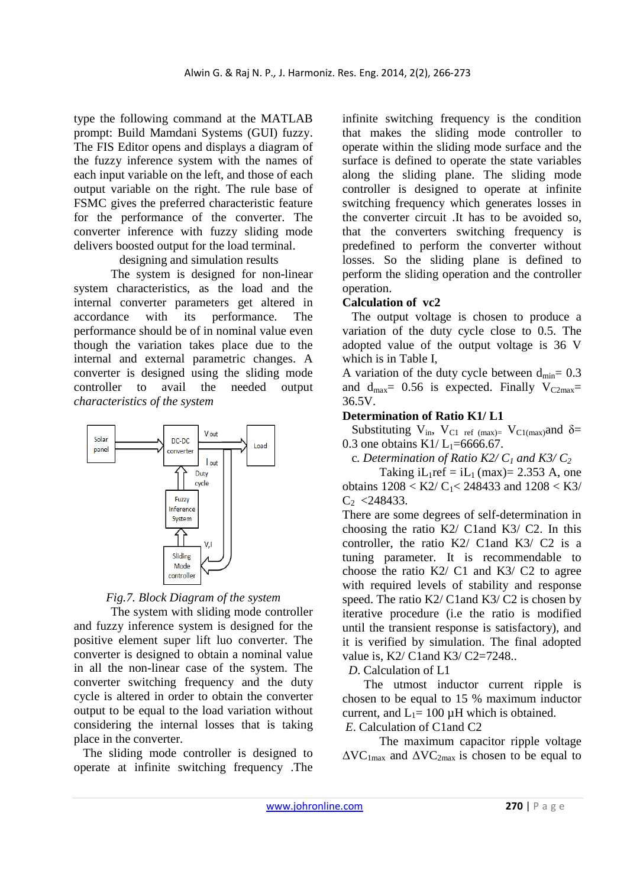type the following command at the MATLAB prompt: Build Mamdani Systems (GUI) fuzzy. The FIS Editor opens and displays a diagram of the fuzzy inference system with the names of each input variable on the left, and those of each output variable on the right. The rule base of FSMC gives the preferred characteristic feature for the performance of the converter. The converter inference with fuzzy sliding mode delivers boosted output for the load terminal.

designing and simulation results

The system is designed for non-linear system characteristics, as the load and the internal converter parameters get altered in accordance with its performance. The performance should be of in nominal value even though the variation takes place due to the internal and external parametric changes. A converter is designed using the sliding mode controller to avail the needed output *characteristics of the system*

*Fig.7. Block Diagram of the system*

The system with sliding mode controller and fuzzy inference system is designed for the positive element super lift luo converter. The converter is designed to obtain a nominal value in all the non-linear case of the system. The converter switching frequency and the duty cycle is altered in order to obtain the converter output to be equal to the load variation without considering the internal losses that is taking place in the converter.

The sliding mode controller is designed to operate at infinite switching frequency .The infinite switching frequency is the condition that makes the sliding mode controller to operate within the sliding mode surface and the surface is defined to operate the state variables along the sliding plane. The sliding mode controller is designed to operate at infinite switching frequency which generates losses in the converter circuit .It has to be avoided so, that the converters switching frequency is predefined to perform the converter without losses. So the sliding plane is defined to perform the sliding operation and the controller operation.

**Calculation of vc2**

The output voltage is chosen to produce a variation of the duty cycle close to 0.5. The adopted value of the output voltage is 36 V which is in Table I,

A variation of the duty cycle between $d_{min}$= 0.3 and $d_{max}$= 0.56 is expected. Finally $V_{C2max}$= 36.5V.

**Determination of Ratio K1/ L1**

Substituting $V_{in}$, $V_{C1\ ref\ (max)}$= $V_{C1(max)}$and $\delta$= 0.3 one obtains K1/ $L_1$=6666.67.

c. *Determination of Ratio K2/ $C_1$ and K3/ $C_2$*

Taking $iL_1$ref = $iL_1$ (max)= 2.353 A, one obtains 1208 < K2/ $C_1$< 248433 and 1208 < K3/ $C_2$ <248433.

There are some degrees of self-determination in choosing the ratio K2/ C1and K3/ C2. In this controller, the ratio K2/ C1and K3/ C2 is a tuning parameter. It is recommendable to choose the ratio K2/ C1 and K3/ C2 to agree with required levels of stability and response speed. The ratio K2/ C1and K3/ C2 is chosen by iterative procedure (i.e the ratio is modified until the transient response is satisfactory), and it is verified by simulation. The final adopted value is, K2/ C1and K3/ C2=7248..

*D.* Calculation of L1

The utmost inductor current ripple is chosen to be equal to 15 % maximum inductor current, and $L_1$= 100 µH which is obtained.

*E.* Calculation of C1and C2

The maximum capacitor ripple voltage $\Delta VC_{1max}$ and $\Delta VC_{2max}$ is chosen to be equal to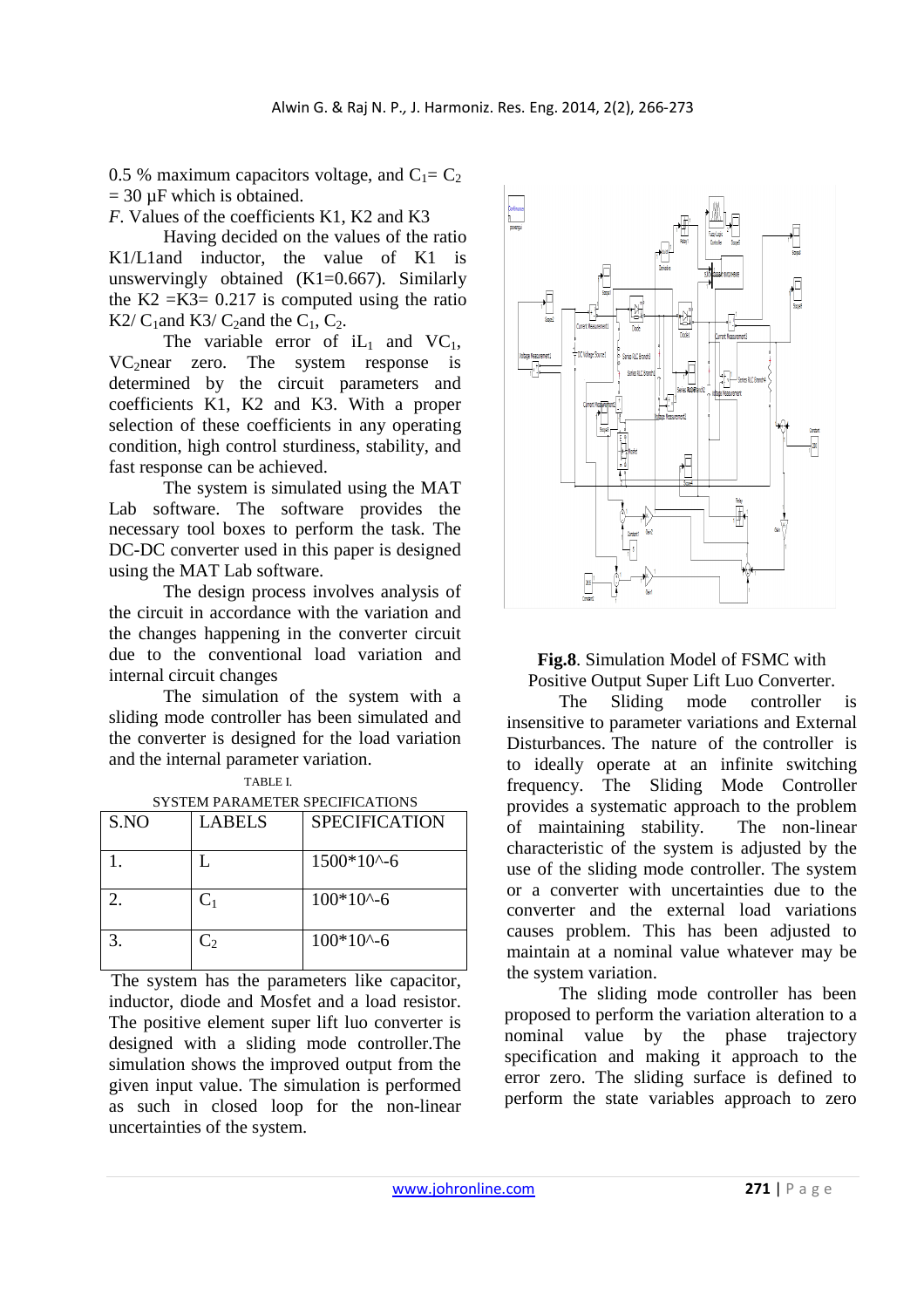0.5 % maximum capacitors voltage, and $C_1 = C_2 = 30$ µF which is obtained.

*F*. Values of the coefficients K1, K2 and K3

Having decided on the values of the ratio K1/L1and inductor, the value of K1 is unswervingly obtained (K1=0.667). Similarly the K2 =K3= 0.217 is computed using the ratio K2/ $C_1$and K3/ $C_2$and the $C_1$, $C_2$.

The variable error of $iL_1$ and $VC_1$, $VC_2$near zero. The system response is determined by the circuit parameters and coefficients K1, K2 and K3. With a proper selection of these coefficients in any operating condition, high control sturdiness, stability, and fast response can be achieved.

The system is simulated using the MAT Lab software. The software provides the necessary tool boxes to perform the task. The DC-DC converter used in this paper is designed using the MAT Lab software.

The design process involves analysis of the circuit in accordance with the variation and the changes happening in the converter circuit due to the conventional load variation and internal circuit changes

The simulation of the system with a sliding mode controller has been simulated and the converter is designed for the load variation and the internal parameter variation.

TABLE I.
SYSTEM PARAMETER SPECIFICATIONS

| S.NO | LABELS | SPECIFICATION |
|---|---|---|
| 1. | L | 1500*10^-6 |
| 2. | $C_1$ | 100*10^-6 |
| 3. | $C_2$ | 100*10^-6 |

The system has the parameters like capacitor, inductor, diode and Mosfet and a load resistor. The positive element super lift luo converter is designed with a sliding mode controller.The simulation shows the improved output from the given input value. The simulation is performed as such in closed loop for the non-linear uncertainties of the system.

**Fig.8**. Simulation Model of FSMC with Positive Output Super Lift Luo Converter.

The Sliding mode controller is insensitive to parameter variations and External Disturbances. The nature of the controller is to ideally operate at an infinite switching frequency. The Sliding Mode Controller provides a systematic approach to the problem of maintaining stability. The non-linear characteristic of the system is adjusted by the use of the sliding mode controller. The system or a converter with uncertainties due to the converter and the external load variations causes problem. This has been adjusted to maintain at a nominal value whatever may be the system variation.

The sliding mode controller has been proposed to perform the variation alteration to a nominal value by the phase trajectory specification and making it approach to the error zero. The sliding surface is defined to perform the state variables approach to zero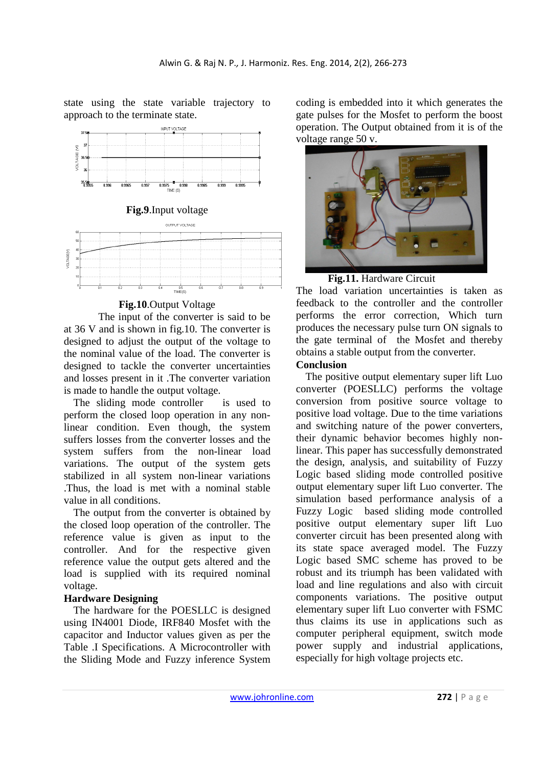state using the state variable trajectory to approach to the terminate state.

**Fig.9**.Input voltage

**Fig.10**.Output Voltage

The input of the converter is said to be at 36 V and is shown in fig.10. The converter is designed to adjust the output of the voltage to the nominal value of the load. The converter is designed to tackle the converter uncertainties and losses present in it .The converter variation is made to handle the output voltage.

The sliding mode controller is used to perform the closed loop operation in any non-linear condition. Even though, the system suffers losses from the converter losses and the system suffers from the non-linear load variations. The output of the system gets stabilized in all system non-linear variations .Thus, the load is met with a nominal stable value in all conditions.

The output from the converter is obtained by the closed loop operation of the controller. The reference value is given as input to the controller. And for the respective given reference value the output gets altered and the load is supplied with its required nominal voltage.

**Hardware Designing**

The hardware for the POESLLC is designed using IN4001 Diode, IRF840 Mosfet with the capacitor and Inductor values given as per the Table .I Specifications. A Microcontroller with the Sliding Mode and Fuzzy inference System coding is embedded into it which generates the gate pulses for the Mosfet to perform the boost operation. The Output obtained from it is of the voltage range 50 v.

**Fig.11.** Hardware Circuit

The load variation uncertainties is taken as feedback to the controller and the controller performs the error correction, Which turn produces the necessary pulse turn ON signals to the gate terminal of the Mosfet and thereby obtains a stable output from the converter.

**Conclusion**

The positive output elementary super lift Luo converter (POESLLC) performs the voltage conversion from positive source voltage to positive load voltage. Due to the time variations and switching nature of the power converters, their dynamic behavior becomes highly non-linear. This paper has successfully demonstrated the design, analysis, and suitability of Fuzzy Logic based sliding mode controlled positive output elementary super lift Luo converter. The simulation based performance analysis of a Fuzzy Logic based sliding mode controlled positive output elementary super lift Luo converter circuit has been presented along with its state space averaged model. The Fuzzy Logic based SMC scheme has proved to be robust and its triumph has been validated with load and line regulations and also with circuit components variations. The positive output elementary super lift Luo converter with FSMC thus claims its use in applications such as computer peripheral equipment, switch mode power supply and industrial applications, especially for high voltage projects etc.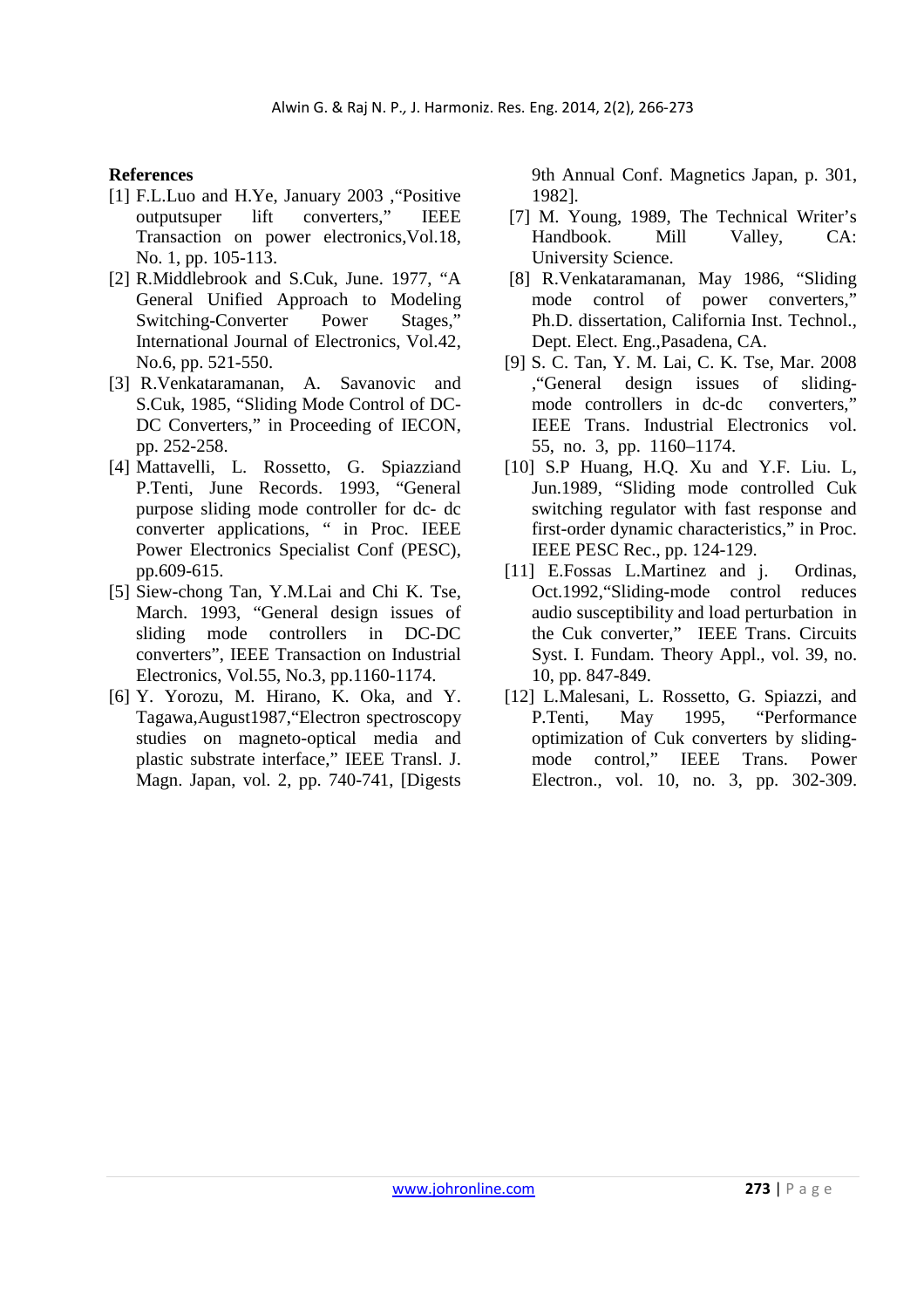**References**

[1] F.L.Luo and H.Ye, January 2003 ,"Positive outputsuper lift converters," IEEE Transaction on power electronics,Vol.18, No. 1, pp. 105-113.

[2] R.Middlebrook and S.Cuk, June. 1977, "A General Unified Approach to Modeling Switching-Converter Power Stages," International Journal of Electronics, Vol.42, No.6, pp. 521-550.

[3] R.Venkataramanan, A. Savanovic and S.Cuk, 1985, "Sliding Mode Control of DC-DC Converters," in Proceeding of IECON, pp. 252-258.

[4] Mattavelli, L. Rossetto, G. Spiazziand P.Tenti, June Records. 1993, "General purpose sliding mode controller for dc- dc converter applications, " in Proc. IEEE Power Electronics Specialist Conf (PESC), pp.609-615.

[5] Siew-chong Tan, Y.M.Lai and Chi K. Tse, March. 1993, "General design issues of sliding mode controllers in DC-DC converters", IEEE Transaction on Industrial Electronics, Vol.55, No.3, pp.1160-1174.

[6] Y. Yorozu, M. Hirano, K. Oka, and Y. Tagawa,August1987,"Electron spectroscopy studies on magneto-optical media and plastic substrate interface," IEEE Transl. J. Magn. Japan, vol. 2, pp. 740-741, [Digests 9th Annual Conf. Magnetics Japan, p. 301, 1982].

[7] M. Young, 1989, The Technical Writer's Handbook. Mill Valley, CA: University Science.

[8] R.Venkataramanan, May 1986, "Sliding mode control of power converters," Ph.D. dissertation, California Inst. Technol., Dept. Elect. Eng.,Pasadena, CA.

[9] S. C. Tan, Y. M. Lai, C. K. Tse, Mar. 2008 ,"General design issues of sliding-mode controllers in dc-dc converters," IEEE Trans. Industrial Electronics vol. 55, no. 3, pp. 1160–1174.

[10] S.P Huang, H.Q. Xu and Y.F. Liu. L, Jun.1989, "Sliding mode controlled Cuk switching regulator with fast response and first-order dynamic characteristics," in Proc. IEEE PESC Rec., pp. 124-129.

[11] E.Fossas L.Martinez and j. Ordinas, Oct.1992,"Sliding-mode control reduces audio susceptibility and load perturbation in the Cuk converter," IEEE Trans. Circuits Syst. I. Fundam. Theory Appl., vol. 39, no. 10, pp. 847-849.

[12] L.Malesani, L. Rossetto, G. Spiazzi, and P.Tenti, May 1995, "Performance optimization of Cuk converters by sliding-mode control," IEEE Trans. Power Electron., vol. 10, no. 3, pp. 302-309.